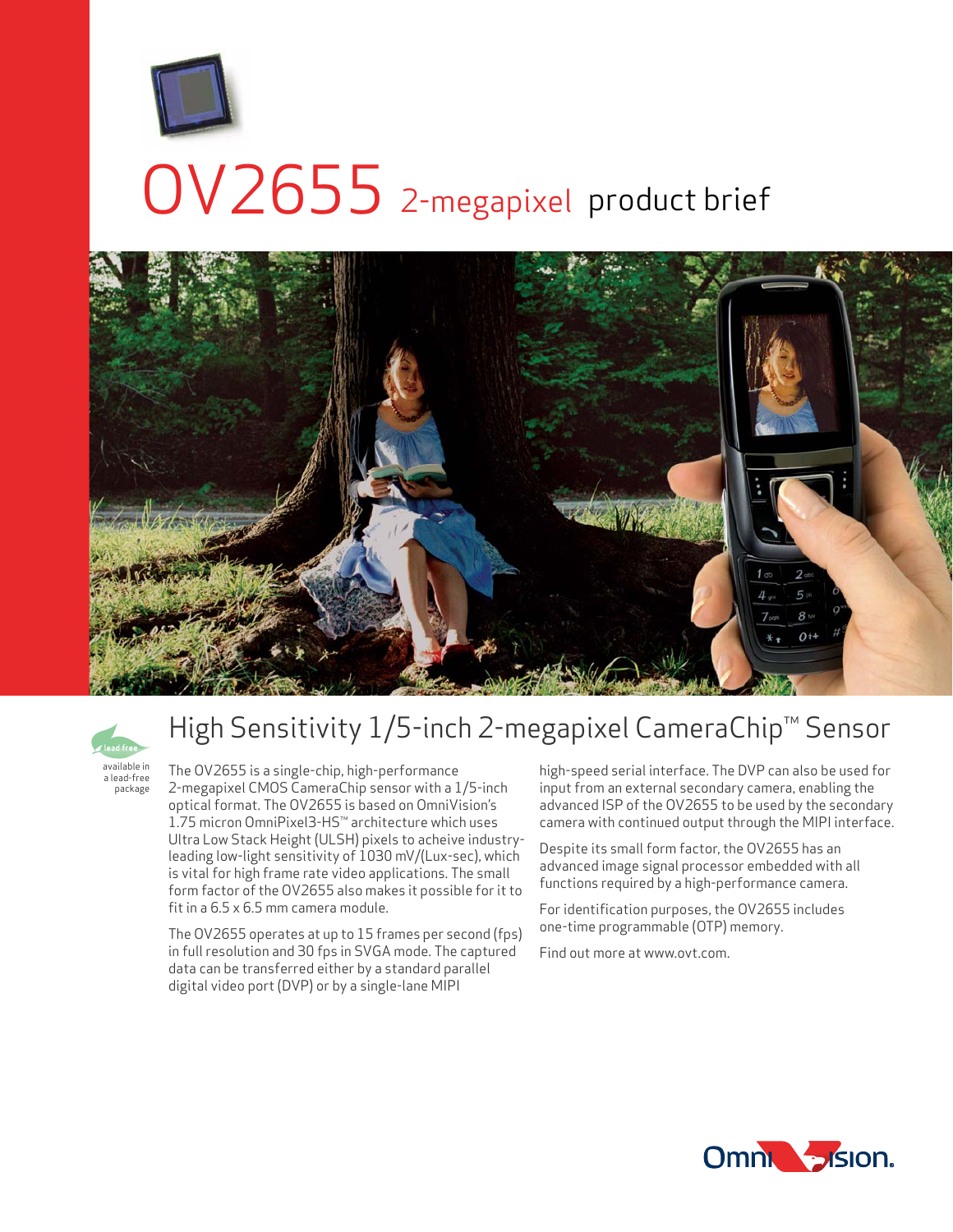# OV2655 2-megapixel product brief

lead free

available in a lead-free package

## High Sensitivity 1/5-inch 2-megapixel CameraChip™ Sensor

The OV2655 is a single-chip, high-performance 2-megapixel CMOS CameraChip sensor with a 1/5-inch optical format. The OV2655 is based on OmniVision's 1.75 micron OmniPixel3-HS™ architecture which uses Ultra Low Stack Height (ULSH) pixels to acheive industry-leading low-light sensitivity of 1030 mV/(Lux-sec), which is vital for high frame rate video applications. The small form factor of the OV2655 also makes it possible for it to fit in a 6.5 x 6.5 mm camera module.

The OV2655 operates at up to 15 frames per second (fps) in full resolution and 30 fps in SVGA mode. The captured data can be transferred either by a standard parallel digital video port (DVP) or by a single-lane MIPI high-speed serial interface. The DVP can also be used for input from an external secondary camera, enabling the advanced ISP of the OV2655 to be used by the secondary camera with continued output through the MIPI interface.

Despite its small form factor, the OV2655 has an advanced image signal processor embedded with all functions required by a high-performance camera.

For identification purposes, the OV2655 includes one-time programmable (OTP) memory.

Find out more at www.ovt.com.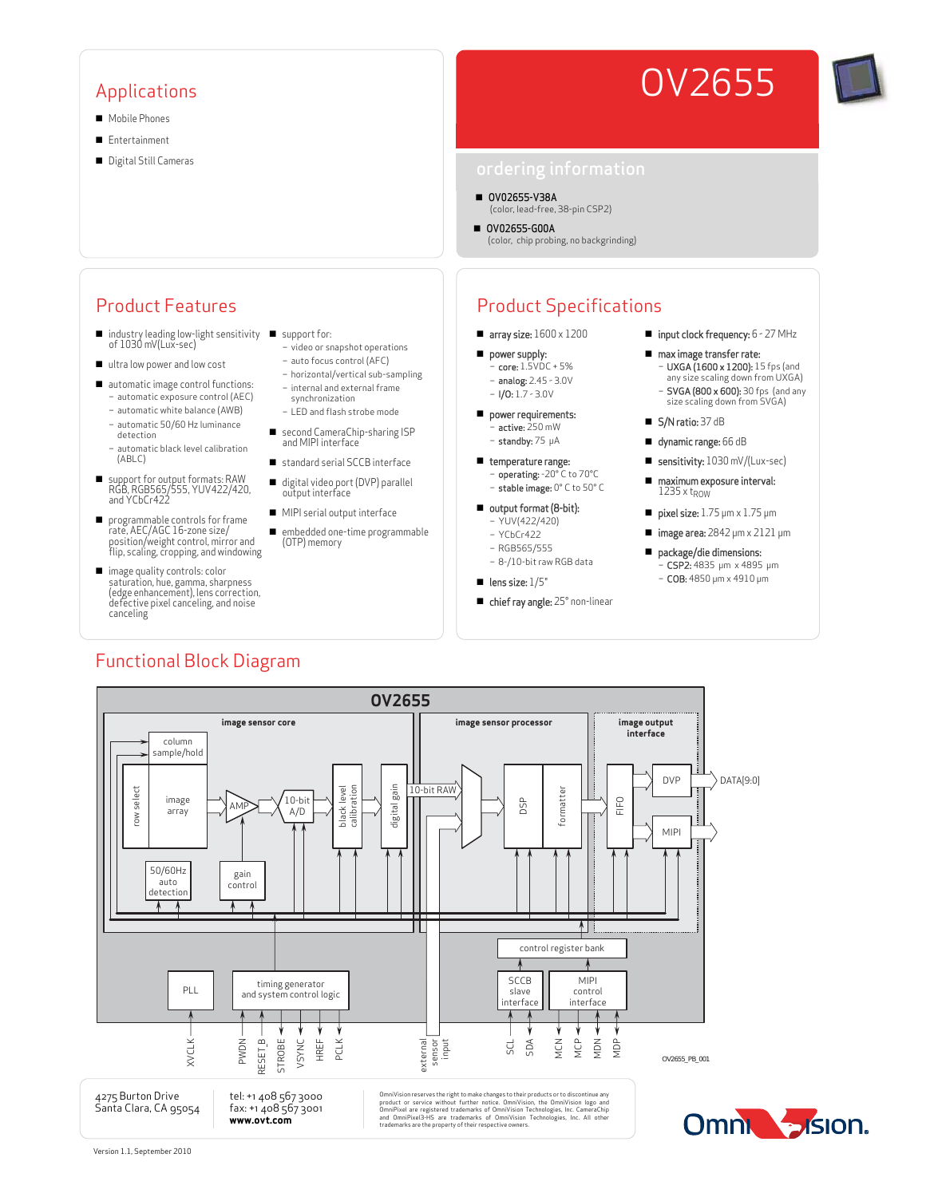# OV2655

## Applications

- Mobile Phones
- Entertainment
- Digital Still Cameras

## ordering information

- **OV02655-V38A**
  (color, lead-free, 38-pin CSP2)
- **OV02655-G00A**
  (color, chip probing, no backgrinding)

## Product Features

- industry leading low-light sensitivity of 1030 mV(Lux-sec)
- ultra low power and low cost
- automatic image control functions:
  - automatic exposure control (AEC)
  - automatic white balance (AWB)
  - automatic 50/60 Hz luminance detection
  - automatic black level calibration (ABLC)
- support for output formats: RAW RGB, RGB565/555, YUV422/420, and YCbCr422
- programmable controls for frame rate, AEC/AGC 16-zone size/position/weight control, mirror and flip, scaling, cropping, and windowing
- image quality controls: color saturation, hue, gamma, sharpness (edge enhancement), lens correction, defective pixel canceling, and noise canceling
- support for:
  - video or snapshot operations
  - auto focus control (AFC)
  - horizontal/vertical sub-sampling
  - internal and external frame synchronization
  - LED and flash strobe mode
- second CameraChip-sharing ISP and MIPI interface
- standard serial SCCB interface
- digital video port (DVP) parallel output interface
- MIPI serial output interface
- embedded one-time programmable (OTP) memory

## Product Specifications

- **array size:** 1600 x 1200
- **power supply:**
  - **core:** 1.5VDC + 5%
  - **analog:** 2.45 - 3.0V
  - **I/O:** 1.7 - 3.0V
- **power requirements:**
  - **active:** 250 mW
  - **standby:** 75 µA
- **temperature range:**
  - **operating:** -20° C to 70°C
  - **stable image:** 0° C to 50° C
- **output format (8-bit):**
  - YUV(422/420)
  - YCbCr422
  - RGB565/555
  - 8-/10-bit raw RGB data
- **lens size:** 1/5"
- **chief ray angle:** 25° non-linear
- **input clock frequency:** 6 - 27 MHz
- **max image transfer rate:**
  - **UXGA (1600 x 1200):** 15 fps (and any size scaling down from UXGA)
  - **SVGA (800 x 600):** 30 fps (and any size scaling down from SVGA)
- **S/N ratio:** 37 dB
- **dynamic range:** 66 dB
- **sensitivity:** 1030 mV/(Lux-sec)
- **maximum exposure interval:** 1235 x $t_{ROW}$
- **pixel size:** 1.75 µm x 1.75 µm
- **image area:** 2842 µm x 2121 µm
- **package/die dimensions:**
  - **CSP2:** 4835 µm x 4895 µm
  - **COB:** 4850 µm x 4910 µm

## Functional Block Diagram

OV2655

image sensor core
column sample/hold
row select
image array
AMP
10-bit A/D
black level calibration
digital gain
50/60Hz auto detection
gain control

image sensor processor
10-bit RAW
DSP
formatter

image output interface
FIFO
DVP
MIPI
DATA[9:0]

control register bank
PLL
timing generator and system control logic
SCCB slave interface
MIPI control interface

XVCLK
PWDN
RESET_B
STROBE
VSYNC
HREF
PCLK
external sensor input
SCL
SDA
MCN
MCP
MDN
MDP

OV2655_PB_001

4275 Burton Drive
Santa Clara, CA 95054

tel: +1 408 567 3000
fax: +1 408 567 3001
**www.ovt.com**

OmniVision reserves the right to make changes to their products or to discontinue any product or service without further notice. OmniVision, the OmniVision logo and OmniPixel are registered trademarks of OmniVision Technologies, Inc. CameraChip and OmniPixel3-HS are trademarks of OmniVision Technologies, Inc. All other trademarks are the property of their respective owners.

Version 1.1, September 2010